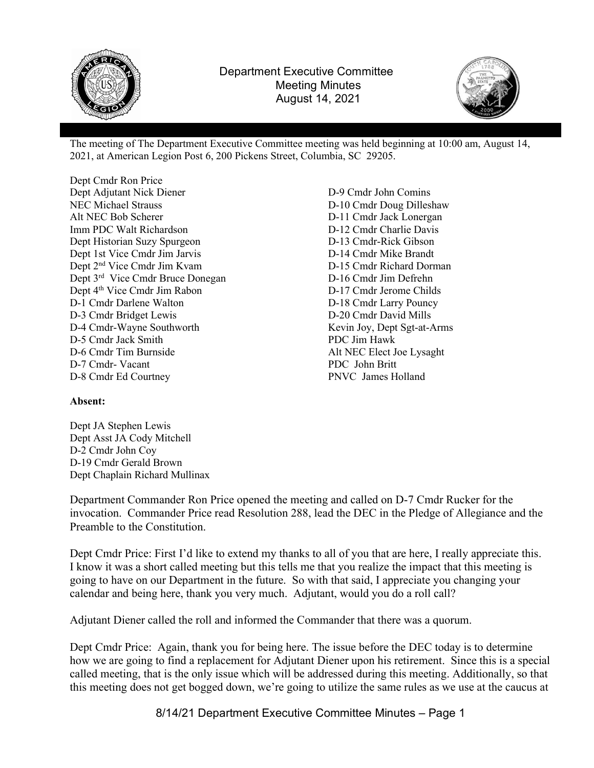# Department Executive Committee
## Meeting Minutes
## August 14, 2021

The meeting of The Department Executive Committee meeting was held beginning at 10:00 am, August 14, 2021, at American Legion Post 6, 200 Pickens Street, Columbia, SC 29205.

Dept Cmdr Ron Price
Dept Adjutant Nick Diener
NEC Michael Strauss
Alt NEC Bob Scherer
Imm PDC Walt Richardson
Dept Historian Suzy Spurgeon
Dept 1st Vice Cmdr Jim Jarvis
Dept 2nd Vice Cmdr Jim Kvam
Dept 3rd Vice Cmdr Bruce Donegan
Dept 4th Vice Cmdr Jim Rabon
D-1 Cmdr Darlene Walton
D-3 Cmdr Bridget Lewis
D-4 Cmdr-Wayne Southworth
D-5 Cmdr Jack Smith
D-6 Cmdr Tim Burnside
D-7 Cmdr- Vacant
D-8 Cmdr Ed Courtney
D-9 Cmdr John Comins
D-10 Cmdr Doug Dilleshaw
D-11 Cmdr Jack Lonergan
D-12 Cmdr Charlie Davis
D-13 Cmdr-Rick Gibson
D-14 Cmdr Mike Brandt
D-15 Cmdr Richard Dorman
D-16 Cmdr Jim Defrehn
D-17 Cmdr Jerome Childs
D-18 Cmdr Larry Pouncy
D-20 Cmdr David Mills
Kevin Joy, Dept Sgt-at-Arms
PDC Jim Hawk
Alt NEC Elect Joe Lysaght
PDC John Britt
PNVC James Holland

**Absent:**

Dept JA Stephen Lewis
Dept Asst JA Cody Mitchell
D-2 Cmdr John Coy
D-19 Cmdr Gerald Brown
Dept Chaplain Richard Mullinax

Department Commander Ron Price opened the meeting and called on D-7 Cmdr Rucker for the invocation. Commander Price read Resolution 288, lead the DEC in the Pledge of Allegiance and the Preamble to the Constitution.

Dept Cmdr Price: First I'd like to extend my thanks to all of you that are here, I really appreciate this. I know it was a short called meeting but this tells me that you realize the impact that this meeting is going to have on our Department in the future. So with that said, I appreciate you changing your calendar and being here, thank you very much. Adjutant, would you do a roll call?

Adjutant Diener called the roll and informed the Commander that there was a quorum.

Dept Cmdr Price: Again, thank you for being here. The issue before the DEC today is to determine how we are going to find a replacement for Adjutant Diener upon his retirement. Since this is a special called meeting, that is the only issue which will be addressed during this meeting. Additionally, so that this meeting does not get bogged down, we're going to utilize the same rules as we use at the caucus at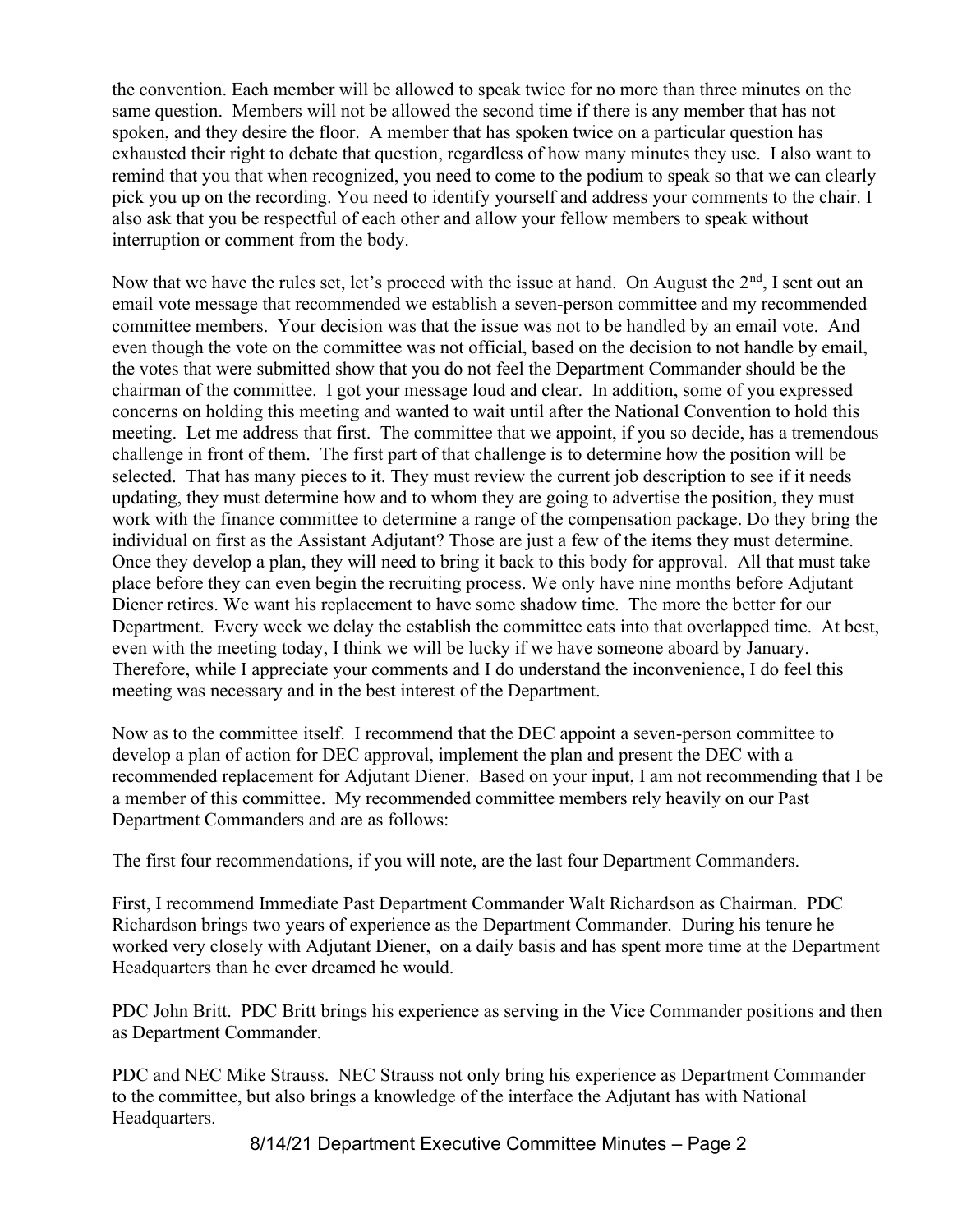the convention. Each member will be allowed to speak twice for no more than three minutes on the same question. Members will not be allowed the second time if there is any member that has not spoken, and they desire the floor. A member that has spoken twice on a particular question has exhausted their right to debate that question, regardless of how many minutes they use. I also want to remind that you that when recognized, you need to come to the podium to speak so that we can clearly pick you up on the recording. You need to identify yourself and address your comments to the chair. I also ask that you be respectful of each other and allow your fellow members to speak without interruption or comment from the body.

Now that we have the rules set, let's proceed with the issue at hand. On August the 2nd, I sent out an email vote message that recommended we establish a seven-person committee and my recommended committee members. Your decision was that the issue was not to be handled by an email vote. And even though the vote on the committee was not official, based on the decision to not handle by email, the votes that were submitted show that you do not feel the Department Commander should be the chairman of the committee. I got your message loud and clear. In addition, some of you expressed concerns on holding this meeting and wanted to wait until after the National Convention to hold this meeting. Let me address that first. The committee that we appoint, if you so decide, has a tremendous challenge in front of them. The first part of that challenge is to determine how the position will be selected. That has many pieces to it. They must review the current job description to see if it needs updating, they must determine how and to whom they are going to advertise the position, they must work with the finance committee to determine a range of the compensation package. Do they bring the individual on first as the Assistant Adjutant? Those are just a few of the items they must determine. Once they develop a plan, they will need to bring it back to this body for approval. All that must take place before they can even begin the recruiting process. We only have nine months before Adjutant Diener retires. We want his replacement to have some shadow time. The more the better for our Department. Every week we delay the establish the committee eats into that overlapped time. At best, even with the meeting today, I think we will be lucky if we have someone aboard by January. Therefore, while I appreciate your comments and I do understand the inconvenience, I do feel this meeting was necessary and in the best interest of the Department.

Now as to the committee itself. I recommend that the DEC appoint a seven-person committee to develop a plan of action for DEC approval, implement the plan and present the DEC with a recommended replacement for Adjutant Diener. Based on your input, I am not recommending that I be a member of this committee. My recommended committee members rely heavily on our Past Department Commanders and are as follows:

The first four recommendations, if you will note, are the last four Department Commanders.

First, I recommend Immediate Past Department Commander Walt Richardson as Chairman. PDC Richardson brings two years of experience as the Department Commander. During his tenure he worked very closely with Adjutant Diener, on a daily basis and has spent more time at the Department Headquarters than he ever dreamed he would.

PDC John Britt. PDC Britt brings his experience as serving in the Vice Commander positions and then as Department Commander.

PDC and NEC Mike Strauss. NEC Strauss not only bring his experience as Department Commander to the committee, but also brings a knowledge of the interface the Adjutant has with National Headquarters.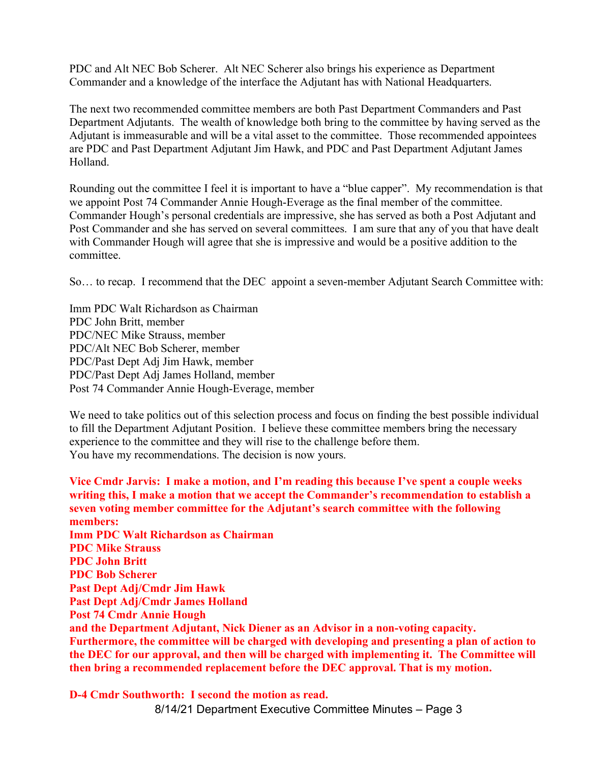PDC and Alt NEC Bob Scherer. Alt NEC Scherer also brings his experience as Department Commander and a knowledge of the interface the Adjutant has with National Headquarters.

The next two recommended committee members are both Past Department Commanders and Past Department Adjutants. The wealth of knowledge both bring to the committee by having served as the Adjutant is immeasurable and will be a vital asset to the committee. Those recommended appointees are PDC and Past Department Adjutant Jim Hawk, and PDC and Past Department Adjutant James Holland.

Rounding out the committee I feel it is important to have a "blue capper". My recommendation is that we appoint Post 74 Commander Annie Hough-Everage as the final member of the committee. Commander Hough's personal credentials are impressive, she has served as both a Post Adjutant and Post Commander and she has served on several committees. I am sure that any of you that have dealt with Commander Hough will agree that she is impressive and would be a positive addition to the committee.

So… to recap. I recommend that the DEC appoint a seven-member Adjutant Search Committee with:

Imm PDC Walt Richardson as Chairman
PDC John Britt, member
PDC/NEC Mike Strauss, member
PDC/Alt NEC Bob Scherer, member
PDC/Past Dept Adj Jim Hawk, member
PDC/Past Dept Adj James Holland, member
Post 74 Commander Annie Hough-Everage, member

We need to take politics out of this selection process and focus on finding the best possible individual to fill the Department Adjutant Position. I believe these committee members bring the necessary experience to the committee and they will rise to the challenge before them.
You have my recommendations. The decision is now yours.

**Vice Cmdr Jarvis: I make a motion, and I'm reading this because I've spent a couple weeks writing this, I make a motion that we accept the Commander's recommendation to establish a seven voting member committee for the Adjutant's search committee with the following members:**
**Imm PDC Walt Richardson as Chairman**
**PDC Mike Strauss**
**PDC John Britt**
**PDC Bob Scherer**
**Past Dept Adj/Cmdr Jim Hawk**
**Past Dept Adj/Cmdr James Holland**
**Post 74 Cmdr Annie Hough**
**and the Department Adjutant, Nick Diener as an Advisor in a non-voting capacity. Furthermore, the committee will be charged with developing and presenting a plan of action to the DEC for our approval, and then will be charged with implementing it. The Committee will then bring a recommended replacement before the DEC approval. That is my motion.**

**D-4 Cmdr Southworth: I second the motion as read.**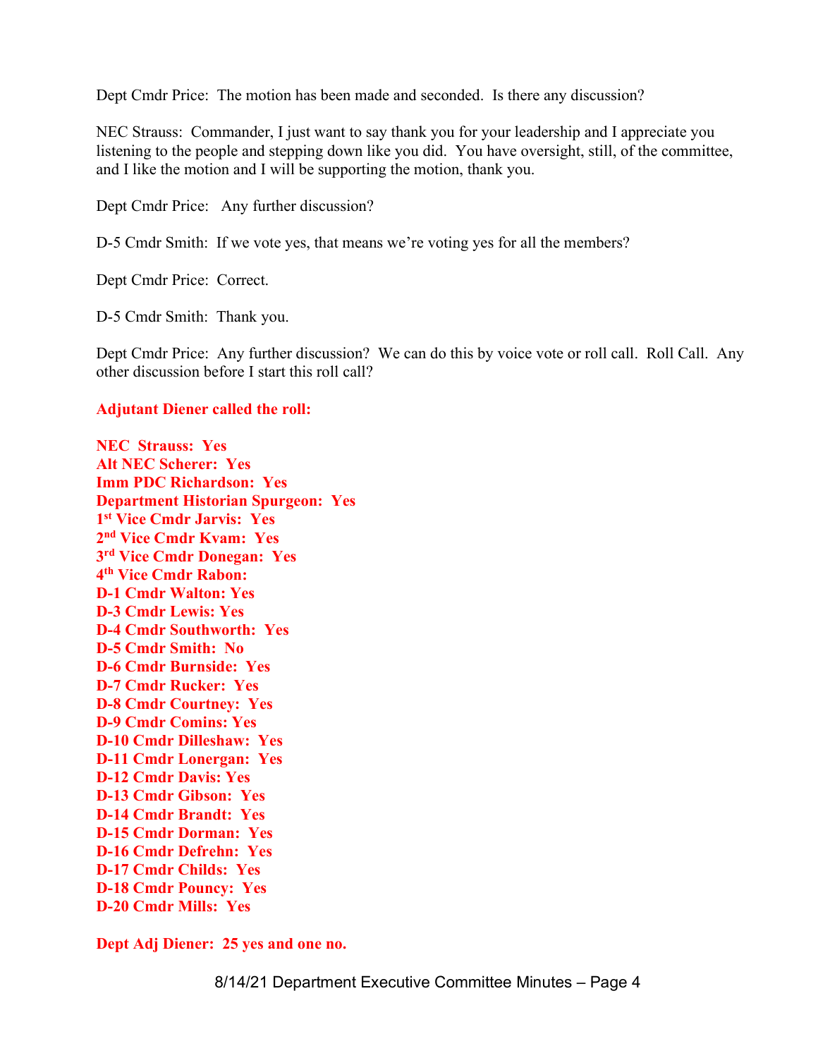Dept Cmdr Price: The motion has been made and seconded. Is there any discussion?

NEC Strauss: Commander, I just want to say thank you for your leadership and I appreciate you listening to the people and stepping down like you did. You have oversight, still, of the committee, and I like the motion and I will be supporting the motion, thank you.

Dept Cmdr Price: Any further discussion?

D-5 Cmdr Smith: If we vote yes, that means we're voting yes for all the members?

Dept Cmdr Price: Correct.

D-5 Cmdr Smith: Thank you.

Dept Cmdr Price: Any further discussion? We can do this by voice vote or roll call. Roll Call. Any other discussion before I start this roll call?

**Adjutant Diener called the roll:**

**NEC Strauss: Yes**
**Alt NEC Scherer: Yes**
**Imm PDC Richardson: Yes**
**Department Historian Spurgeon: Yes**
**1st Vice Cmdr Jarvis: Yes**
**2nd Vice Cmdr Kvam: Yes**
**3rd Vice Cmdr Donegan: Yes**
**4th Vice Cmdr Rabon:**
**D-1 Cmdr Walton: Yes**
**D-3 Cmdr Lewis: Yes**
**D-4 Cmdr Southworth: Yes**
**D-5 Cmdr Smith: No**
**D-6 Cmdr Burnside: Yes**
**D-7 Cmdr Rucker: Yes**
**D-8 Cmdr Courtney: Yes**
**D-9 Cmdr Comins: Yes**
**D-10 Cmdr Dilleshaw: Yes**
**D-11 Cmdr Lonergan: Yes**
**D-12 Cmdr Davis: Yes**
**D-13 Cmdr Gibson: Yes**
**D-14 Cmdr Brandt: Yes**
**D-15 Cmdr Dorman: Yes**
**D-16 Cmdr Defrehn: Yes**
**D-17 Cmdr Childs: Yes**
**D-18 Cmdr Pouncy: Yes**
**D-20 Cmdr Mills: Yes**

**Dept Adj Diener: 25 yes and one no.**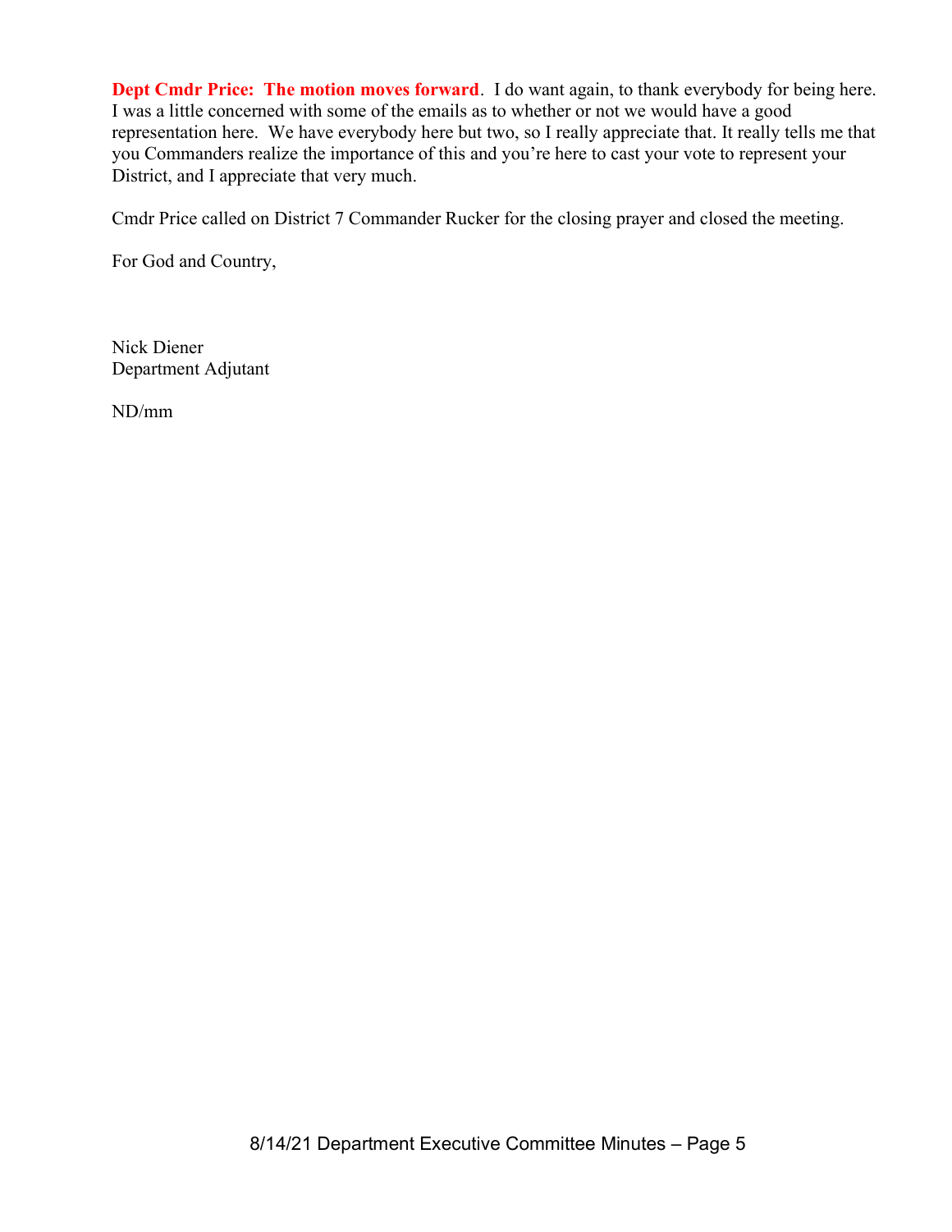**Dept Cmdr Price: The motion moves forward**. I do want again, to thank everybody for being here. I was a little concerned with some of the emails as to whether or not we would have a good representation here. We have everybody here but two, so I really appreciate that. It really tells me that you Commanders realize the importance of this and you're here to cast your vote to represent your District, and I appreciate that very much.

Cmdr Price called on District 7 Commander Rucker for the closing prayer and closed the meeting.

For God and Country,

Nick Diener
Department Adjutant

ND/mm